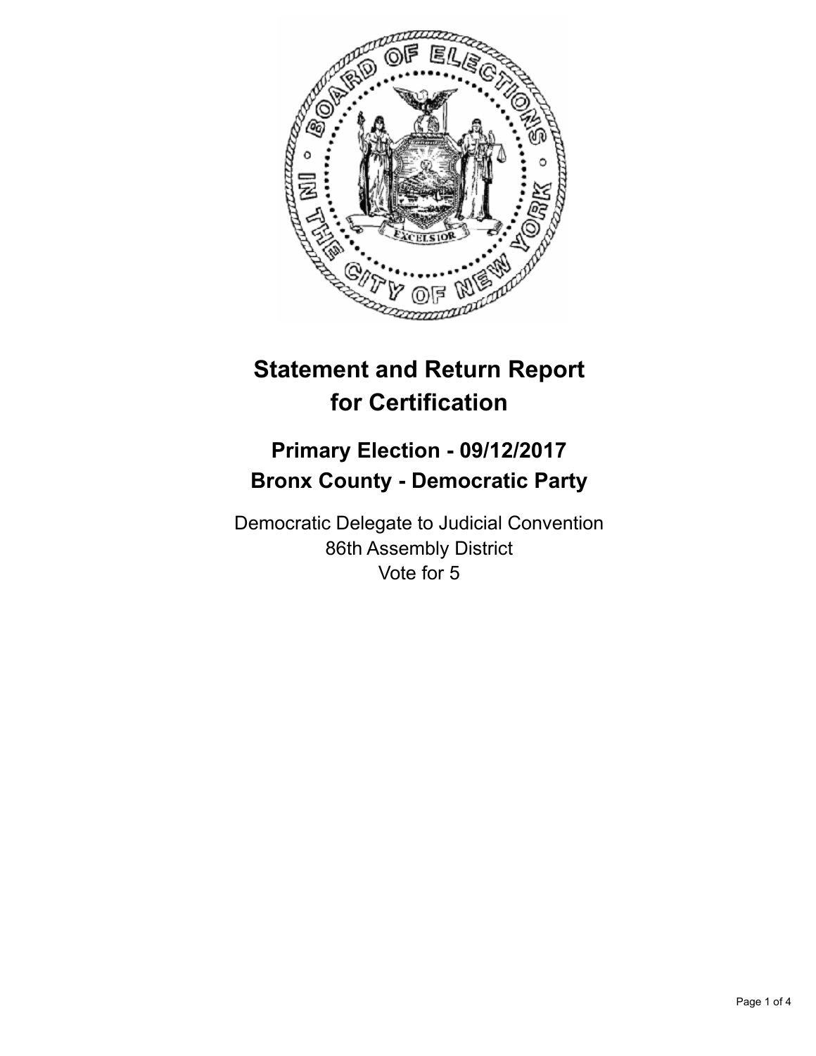# Statement and Return Report for Certification

## Primary Election - 09/12/2017
## Bronx County - Democratic Party

Democratic Delegate to Judicial Convention
86th Assembly District
Vote for 5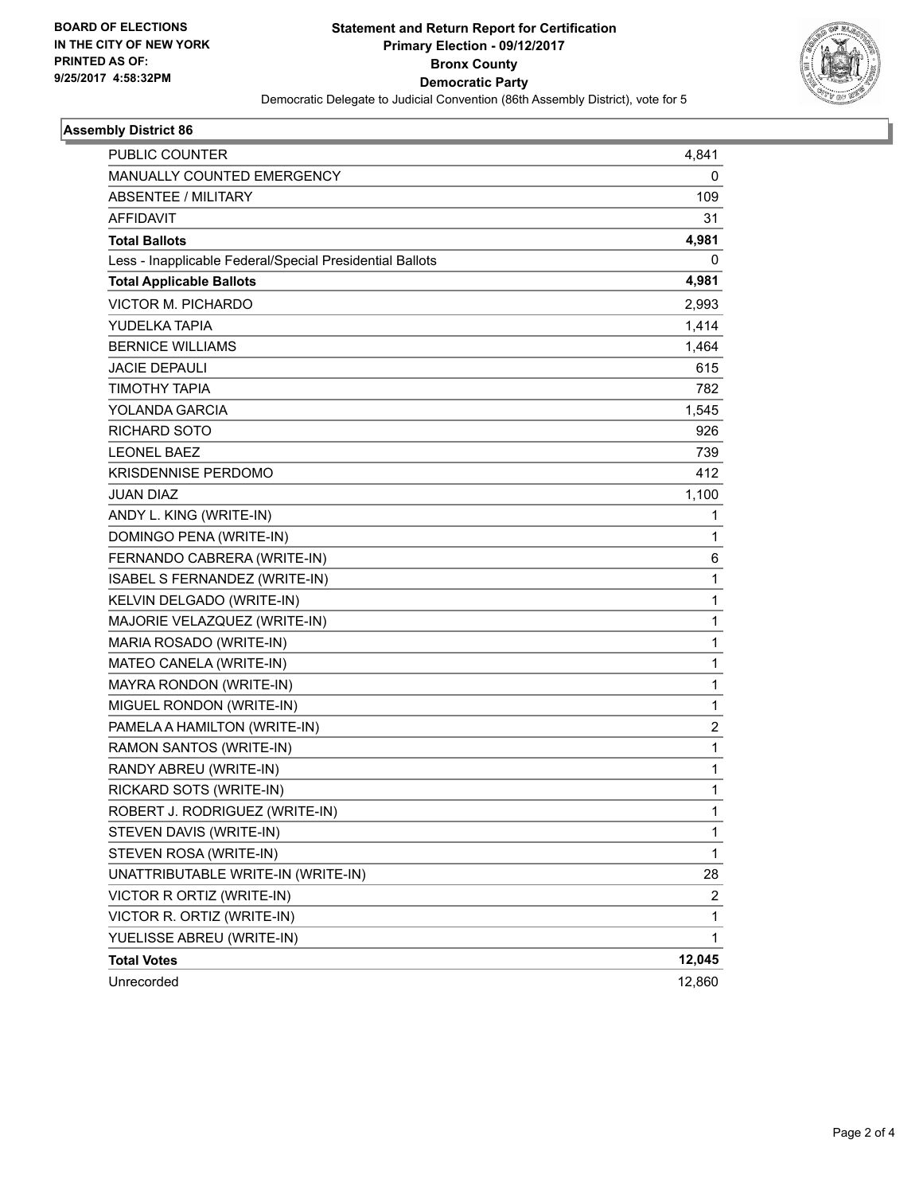BOARD OF ELECTIONS
IN THE CITY OF NEW YORK
PRINTED AS OF:
9/25/2017 4:58:32PM

**Statement and Return Report for Certification**
**Primary Election - 09/12/2017**
**Bronx County**
**Democratic Party**
Democratic Delegate to Judicial Convention (86th Assembly District), vote for 5

### Assembly District 86

| | |
|---|---|
| PUBLIC COUNTER | 4,841 |
| MANUALLY COUNTED EMERGENCY | 0 |
| ABSENTEE / MILITARY | 109 |
| AFFIDAVIT | 31 |
| **Total Ballots** | **4,981** |
| Less - Inapplicable Federal/Special Presidential Ballots | 0 |
| **Total Applicable Ballots** | **4,981** |
| VICTOR M. PICHARDO | 2,993 |
| YUDELKA TAPIA | 1,414 |
| BERNICE WILLIAMS | 1,464 |
| JACIE DEPAULI | 615 |
| TIMOTHY TAPIA | 782 |
| YOLANDA GARCIA | 1,545 |
| RICHARD SOTO | 926 |
| LEONEL BAEZ | 739 |
| KRISDENNISE PERDOMO | 412 |
| JUAN DIAZ | 1,100 |
| ANDY L. KING (WRITE-IN) | 1 |
| DOMINGO PENA (WRITE-IN) | 1 |
| FERNANDO CABRERA (WRITE-IN) | 6 |
| ISABEL S FERNANDEZ (WRITE-IN) | 1 |
| KELVIN DELGADO (WRITE-IN) | 1 |
| MAJORIE VELAZQUEZ (WRITE-IN) | 1 |
| MARIA ROSADO (WRITE-IN) | 1 |
| MATEO CANELA (WRITE-IN) | 1 |
| MAYRA RONDON (WRITE-IN) | 1 |
| MIGUEL RONDON (WRITE-IN) | 1 |
| PAMELA A HAMILTON (WRITE-IN) | 2 |
| RAMON SANTOS (WRITE-IN) | 1 |
| RANDY ABREU (WRITE-IN) | 1 |
| RICKARD SOTS (WRITE-IN) | 1 |
| ROBERT J. RODRIGUEZ (WRITE-IN) | 1 |
| STEVEN DAVIS (WRITE-IN) | 1 |
| STEVEN ROSA (WRITE-IN) | 1 |
| UNATTRIBUTABLE WRITE-IN (WRITE-IN) | 28 |
| VICTOR R ORTIZ (WRITE-IN) | 2 |
| VICTOR R. ORTIZ (WRITE-IN) | 1 |
| YUELISSE ABREU (WRITE-IN) | 1 |
| **Total Votes** | **12,045** |
| Unrecorded | 12,860 |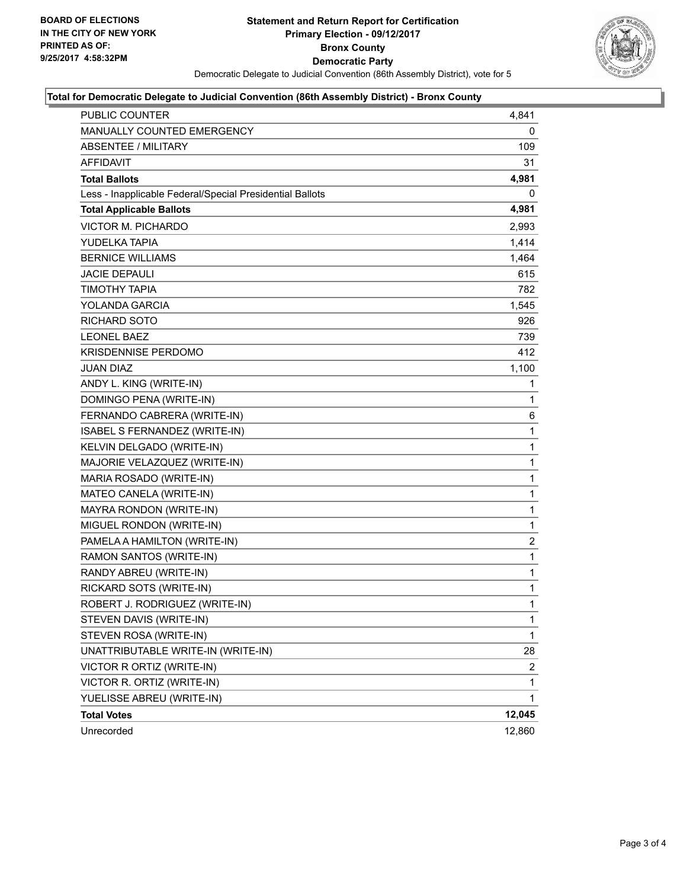**BOARD OF ELECTIONS IN THE CITY OF NEW YORK PRINTED AS OF: 9/25/2017 4:58:32PM**

# Statement and Return Report for Certification
## Primary Election - 09/12/2017
## Bronx County
## Democratic Party

Democratic Delegate to Judicial Convention (86th Assembly District), vote for 5

### Total for Democratic Delegate to Judicial Convention (86th Assembly District) - Bronx County

| | |
|---|---|
| PUBLIC COUNTER | 4,841 |
| MANUALLY COUNTED EMERGENCY | 0 |
| ABSENTEE / MILITARY | 109 |
| AFFIDAVIT | 31 |
| **Total Ballots** | **4,981** |
| Less - Inapplicable Federal/Special Presidential Ballots | 0 |
| **Total Applicable Ballots** | **4,981** |
| VICTOR M. PICHARDO | 2,993 |
| YUDELKA TAPIA | 1,414 |
| BERNICE WILLIAMS | 1,464 |
| JACIE DEPAULI | 615 |
| TIMOTHY TAPIA | 782 |
| YOLANDA GARCIA | 1,545 |
| RICHARD SOTO | 926 |
| LEONEL BAEZ | 739 |
| KRISDENNISE PERDOMO | 412 |
| JUAN DIAZ | 1,100 |
| ANDY L. KING (WRITE-IN) | 1 |
| DOMINGO PENA (WRITE-IN) | 1 |
| FERNANDO CABRERA (WRITE-IN) | 6 |
| ISABEL S FERNANDEZ (WRITE-IN) | 1 |
| KELVIN DELGADO (WRITE-IN) | 1 |
| MAJORIE VELAZQUEZ (WRITE-IN) | 1 |
| MARIA ROSADO (WRITE-IN) | 1 |
| MATEO CANELA (WRITE-IN) | 1 |
| MAYRA RONDON (WRITE-IN) | 1 |
| MIGUEL RONDON (WRITE-IN) | 1 |
| PAMELA A HAMILTON (WRITE-IN) | 2 |
| RAMON SANTOS (WRITE-IN) | 1 |
| RANDY ABREU (WRITE-IN) | 1 |
| RICKARD SOTS (WRITE-IN) | 1 |
| ROBERT J. RODRIGUEZ (WRITE-IN) | 1 |
| STEVEN DAVIS (WRITE-IN) | 1 |
| STEVEN ROSA (WRITE-IN) | 1 |
| UNATTRIBUTABLE WRITE-IN (WRITE-IN) | 28 |
| VICTOR R ORTIZ (WRITE-IN) | 2 |
| VICTOR R. ORTIZ (WRITE-IN) | 1 |
| YUELISSE ABREU (WRITE-IN) | 1 |
| **Total Votes** | **12,045** |
| Unrecorded | 12,860 |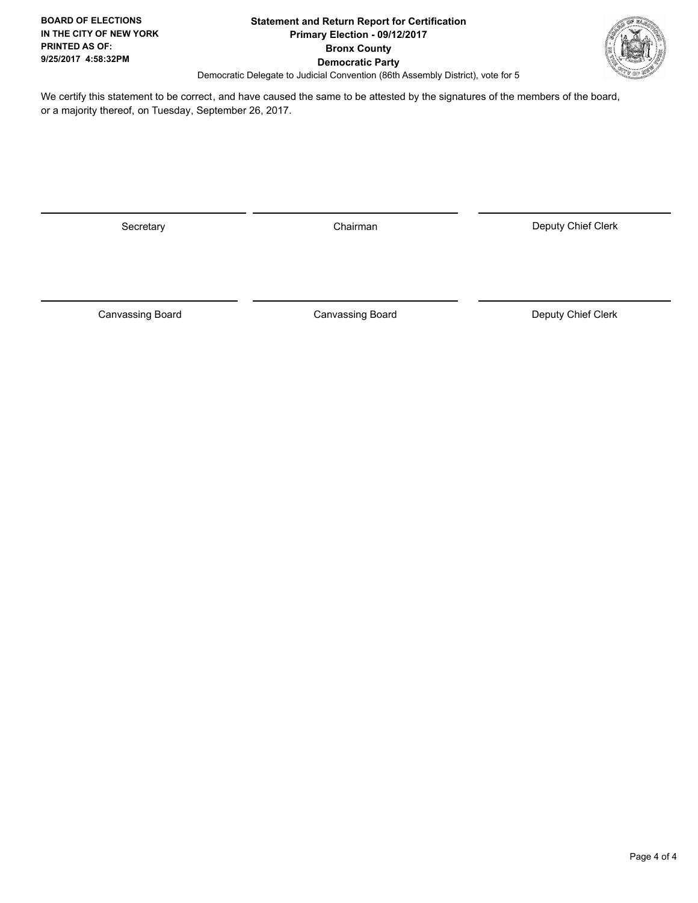**BOARD OF ELECTIONS**
**IN THE CITY OF NEW YORK**
**PRINTED AS OF:**
**9/25/2017 4:58:32PM**

**Statement and Return Report for Certification**
**Primary Election - 09/12/2017**
**Bronx County**
**Democratic Party**

Democratic Delegate to Judicial Convention (86th Assembly District), vote for 5

We certify this statement to be correct, and have caused the same to be attested by the signatures of the members of the board, or a majority thereof, on Tuesday, September 26, 2017.

| | | |
|---|---|---|
| Secretary | Chairman | Deputy Chief Clerk |
| Canvassing Board | Canvassing Board | Deputy Chief Clerk |